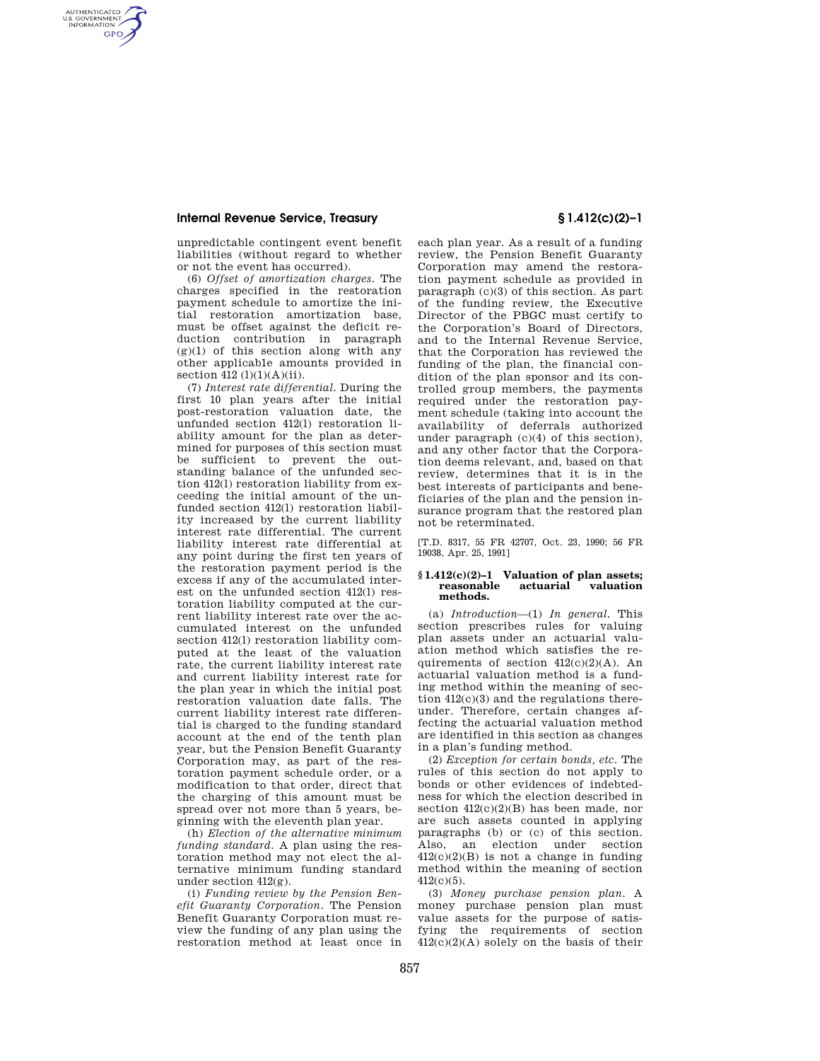unpredictable contingent event benefit liabilities (without regard to whether or not the event has occurred).

(6) *Offset of amortization charges.* The charges specified in the restoration payment schedule to amortize the initial restoration amortization base, must be offset against the deficit reduction contribution in paragraph (g)(1) of this section along with any other applicable amounts provided in section 412 (l)(1)(A)(ii).

(7) *Interest rate differential.* During the first 10 plan years after the initial post-restoration valuation date, the unfunded section 412(l) restoration liability amount for the plan as determined for purposes of this section must be sufficient to prevent the outstanding balance of the unfunded section 412(l) restoration liability from exceeding the initial amount of the unfunded section 412(l) restoration liability increased by the current liability interest rate differential. The current liability interest rate differential at any point during the first ten years of the restoration payment period is the excess if any of the accumulated interest on the unfunded section 412(l) restoration liability computed at the current liability interest rate over the accumulated interest on the unfunded section 412(l) restoration liability computed at the least of the valuation rate, the current liability interest rate and current liability interest rate for the plan year in which the initial post restoration valuation date falls. The current liability interest rate differential is charged to the funding standard account at the end of the tenth plan year, but the Pension Benefit Guaranty Corporation may, as part of the restoration payment schedule order, or a modification to that order, direct that the charging of this amount must be spread over not more than 5 years, beginning with the eleventh plan year.

(h) *Election of the alternative minimum funding standard.* A plan using the restoration method may not elect the alternative minimum funding standard under section 412(g).

(i) *Funding review by the Pension Benefit Guaranty Corporation.* The Pension Benefit Guaranty Corporation must review the funding of any plan using the restoration method at least once in each plan year. As a result of a funding review, the Pension Benefit Guaranty Corporation may amend the restoration payment schedule as provided in paragraph (c)(3) of this section. As part of the funding review, the Executive Director of the PBGC must certify to the Corporation's Board of Directors, and to the Internal Revenue Service, that the Corporation has reviewed the funding of the plan, the financial condition of the plan sponsor and its controlled group members, the payments required under the restoration payment schedule (taking into account the availability of deferrals authorized under paragraph (c)(4) of this section), and any other factor that the Corporation deems relevant, and, based on that review, determines that it is in the best interests of participants and beneficiaries of the plan and the pension insurance program that the restored plan not be reterminated.

[T.D. 8317, 55 FR 42707, Oct. 23, 1990; 56 FR 19038, Apr. 25, 1991]

### § 1.412(c)(2)–1 Valuation of plan assets; reasonable actuarial valuation methods.

(a) *Introduction*—(1) *In general.* This section prescribes rules for valuing plan assets under an actuarial valuation method which satisfies the requirements of section 412(c)(2)(A). An actuarial valuation method is a funding method within the meaning of section 412(c)(3) and the regulations thereunder. Therefore, certain changes affecting the actuarial valuation method are identified in this section as changes in a plan's funding method.

(2) *Exception for certain bonds, etc.* The rules of this section do not apply to bonds or other evidences of indebtedness for which the election described in section 412(c)(2)(B) has been made, nor are such assets counted in applying paragraphs (b) or (c) of this section. Also, an election under section 412(c)(2)(B) is not a change in funding method within the meaning of section 412(c)(5).

(3) *Money purchase pension plan.* A money purchase pension plan must value assets for the purpose of satisfying the requirements of section 412(c)(2)(A) solely on the basis of their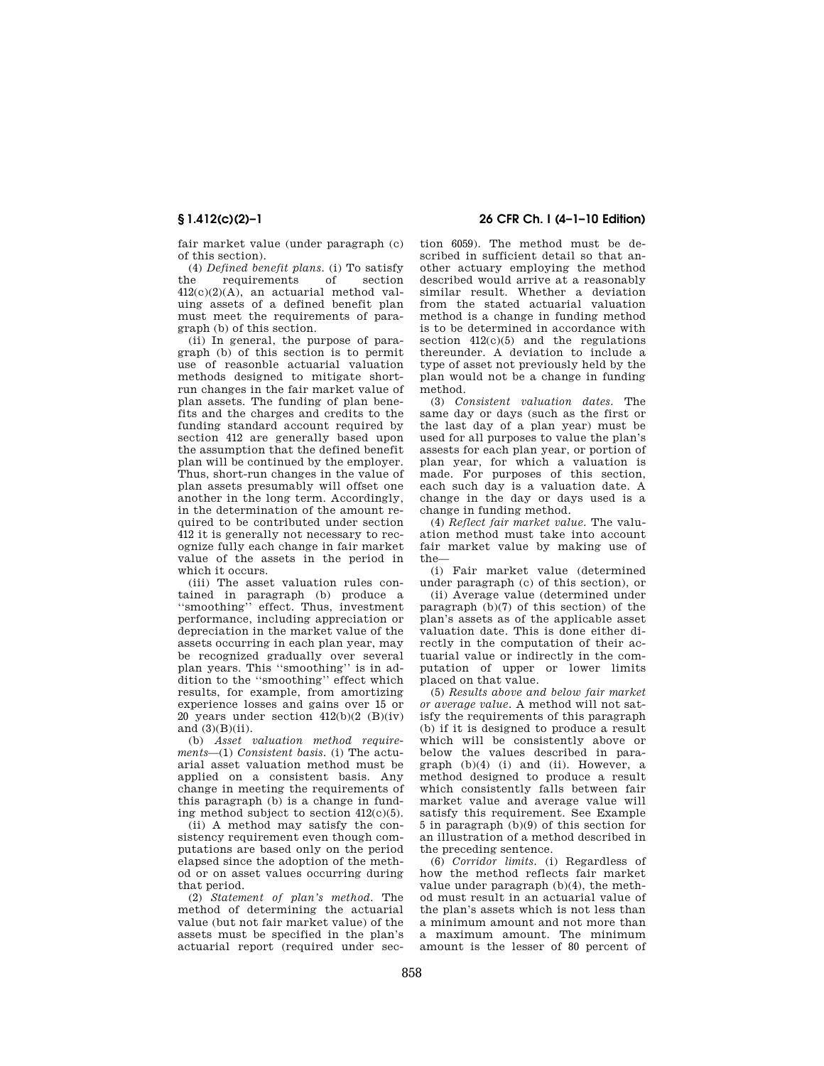fair market value (under paragraph (c) of this section).

(4) *Defined benefit plans.* (i) To satisfy the requirements of section 412(c)(2)(A), an actuarial method valuing assets of a defined benefit plan must meet the requirements of paragraph (b) of this section.

(ii) In general, the purpose of paragraph (b) of this section is to permit use of reasonble actuarial valuation methods designed to mitigate short-run changes in the fair market value of plan assets. The funding of plan benefits and the charges and credits to the funding standard account required by section 412 are generally based upon the assumption that the defined benefit plan will be continued by the employer. Thus, short-run changes in the value of plan assets presumably will offset one another in the long term. Accordingly, in the determination of the amount required to be contributed under section 412 it is generally not necessary to recognize fully each change in fair market value of the assets in the period in which it occurs.

(iii) The asset valuation rules contained in paragraph (b) produce a "smoothing" effect. Thus, investment performance, including appreciation or depreciation in the market value of the assets occurring in each plan year, may be recognized gradually over several plan years. This "smoothing" is in addition to the "smoothing" effect which results, for example, from amortizing experience losses and gains over 15 or 20 years under section 412(b)(2 (B)(iv) and (3)(B)(ii).

(b) *Asset valuation method requirements*—(1) *Consistent basis.* (i) The actuarial asset valuation method must be applied on a consistent basis. Any change in meeting the requirements of this paragraph (b) is a change in funding method subject to section 412(c)(5).

(ii) A method may satisfy the consistency requirement even though computations are based only on the period elapsed since the adoption of the method or on asset values occurring during that period.

(2) *Statement of plan's method.* The method of determining the actuarial value (but not fair market value) of the assets must be specified in the plan's actuarial report (required under section 6059). The method must be described in sufficient detail so that another actuary employing the method described would arrive at a reasonably similar result. Whether a deviation from the stated actuarial valuation method is a change in funding method is to be determined in accordance with section 412(c)(5) and the regulations thereunder. A deviation to include a type of asset not previously held by the plan would not be a change in funding method.

(3) *Consistent valuation dates.* The same day or days (such as the first or the last day of a plan year) must be used for all purposes to value the plan's assests for each plan year, or portion of plan year, for which a valuation is made. For purposes of this section, each such day is a valuation date. A change in the day or days used is a change in funding method.

(4) *Reflect fair market value.* The valuation method must take into account fair market value by making use of the—

(i) Fair market value (determined under paragraph (c) of this section), or

(ii) Average value (determined under paragraph (b)(7) of this section) of the plan's assets as of the applicable asset valuation date. This is done either directly in the computation of their actuarial value or indirectly in the computation of upper or lower limits placed on that value.

(5) *Results above and below fair market or average value.* A method will not satisfy the requirements of this paragraph (b) if it is designed to produce a result which will be consistently above or below the values described in paragraph (b)(4) (i) and (ii). However, a method designed to produce a result which consistently falls between fair market value and average value will satisfy this requirement. See Example 5 in paragraph (b)(9) of this section for an illustration of a method described in the preceding sentence.

(6) *Corridor limits.* (i) Regardless of how the method reflects fair market value under paragraph (b)(4), the method must result in an actuarial value of the plan's assets which is not less than a minimum amount and not more than a maximum amount. The minimum amount is the lesser of 80 percent of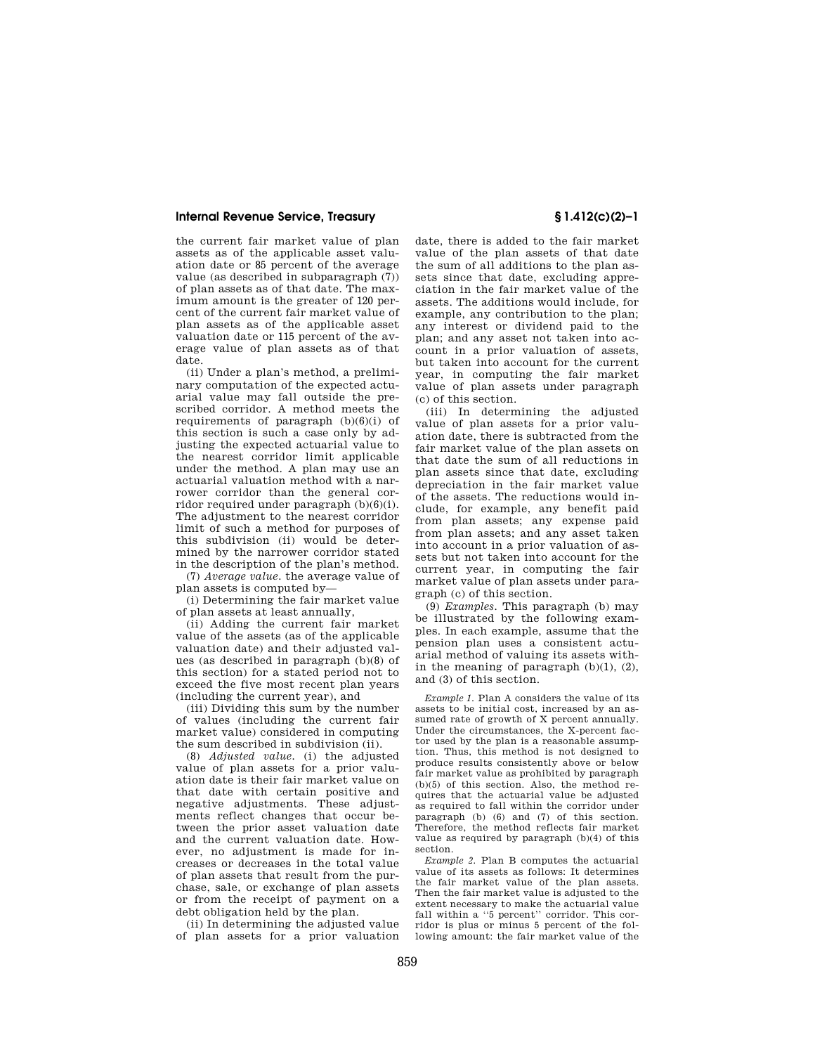the current fair market value of plan assets as of the applicable asset valuation date or 85 percent of the average value (as described in subparagraph (7)) of plan assets as of that date. The maximum amount is the greater of 120 percent of the current fair market value of plan assets as of the applicable asset valuation date or 115 percent of the average value of plan assets as of that date.

(ii) Under a plan's method, a preliminary computation of the expected actuarial value may fall outside the prescribed corridor. A method meets the requirements of paragraph (b)(6)(i) of this section is such a case only by adjusting the expected actuarial value to the nearest corridor limit applicable under the method. A plan may use an actuarial valuation method with a narrower corridor than the general corridor required under paragraph (b)(6)(i). The adjustment to the nearest corridor limit of such a method for purposes of this subdivision (ii) would be determined by the narrower corridor stated in the description of the plan's method.

(7) *Average value.* the average value of plan assets is computed by—

(i) Determining the fair market value of plan assets at least annually,

(ii) Adding the current fair market value of the assets (as of the applicable valuation date) and their adjusted values (as described in paragraph (b)(8) of this section) for a stated period not to exceed the five most recent plan years (including the current year), and

(iii) Dividing this sum by the number of values (including the current fair market value) considered in computing the sum described in subdivision (ii).

(8) *Adjusted value.* (i) the adjusted value of plan assets for a prior valuation date is their fair market value on that date with certain positive and negative adjustments. These adjustments reflect changes that occur between the prior asset valuation date and the current valuation date. However, no adjustment is made for increases or decreases in the total value of plan assets that result from the purchase, sale, or exchange of plan assets or from the receipt of payment on a debt obligation held by the plan.

(ii) In determining the adjusted value of plan assets for a prior valuation date, there is added to the fair market value of the plan assets of that date the sum of all additions to the plan assets since that date, excluding appreciation in the fair market value of the assets. The additions would include, for example, any contribution to the plan; any interest or dividend paid to the plan; and any asset not taken into account in a prior valuation of assets, but taken into account for the current year, in computing the fair market value of plan assets under paragraph (c) of this section.

(iii) In determining the adjusted value of plan assets for a prior valuation date, there is subtracted from the fair market value of the plan assets on that date the sum of all reductions in plan assets since that date, excluding depreciation in the fair market value of the assets. The reductions would include, for example, any benefit paid from plan assets; any expense paid from plan assets; and any asset taken into account in a prior valuation of assets but not taken into account for the current year, in computing the fair market value of plan assets under paragraph (c) of this section.

(9) *Examples.* This paragraph (b) may be illustrated by the following examples. In each example, assume that the pension plan uses a consistent actuarial method of valuing its assets within the meaning of paragraph (b)(1), (2), and (3) of this section.

*Example 1.* Plan A considers the value of its assets to be initial cost, increased by an assumed rate of growth of X percent annually. Under the circumstances, the X-percent factor used by the plan is a reasonable assumption. Thus, this method is not designed to produce results consistently above or below fair market value as prohibited by paragraph (b)(5) of this section. Also, the method requires that the actuarial value be adjusted as required to fall within the corridor under paragraph (b) (6) and (7) of this section. Therefore, the method reflects fair market value as required by paragraph (b)(4) of this section.

*Example 2.* Plan B computes the actuarial value of its assets as follows: It determines the fair market value of the plan assets. Then the fair market value is adjusted to the extent necessary to make the actuarial value fall within a "5 percent" corridor. This corridor is plus or minus 5 percent of the following amount: the fair market value of the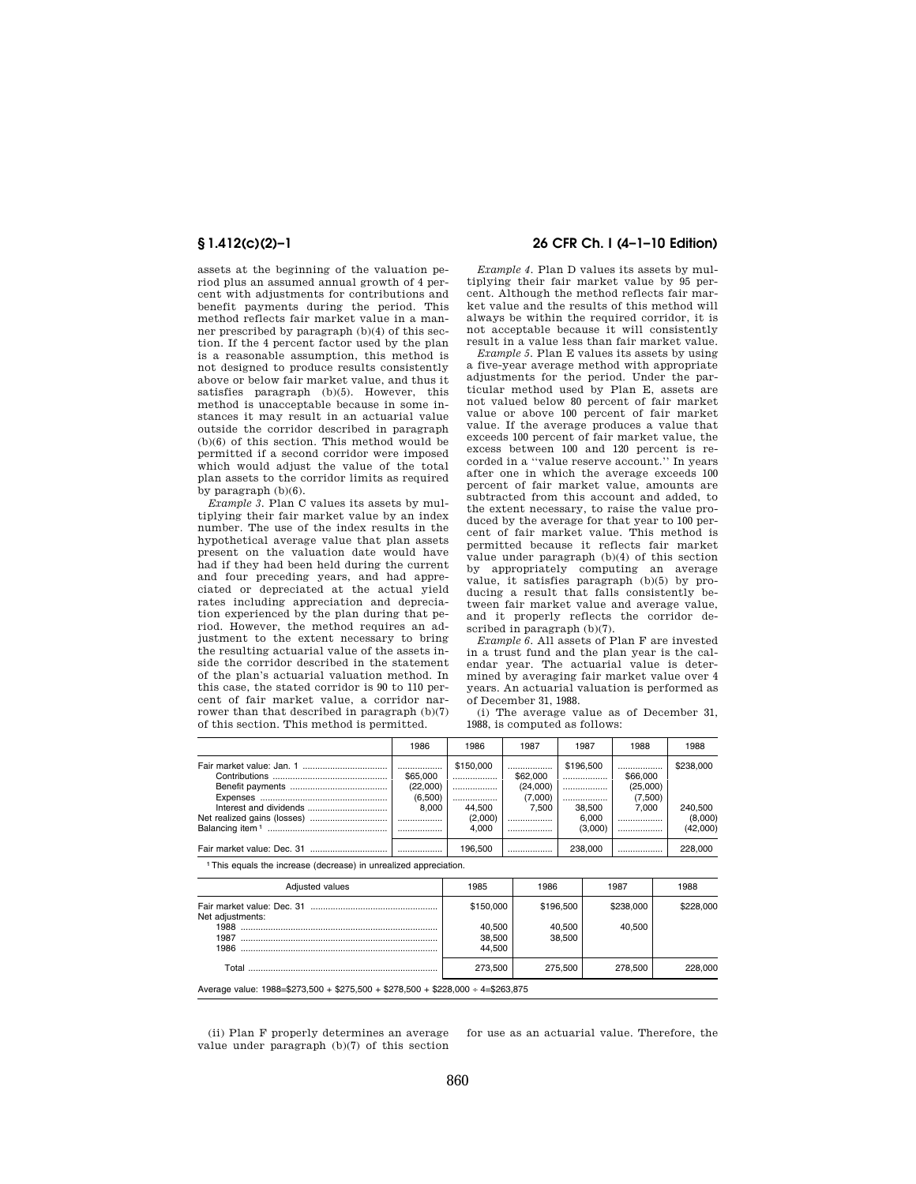assets at the beginning of the valuation period plus an assumed annual growth of 4 percent with adjustments for contributions and benefit payments during the period. This method reflects fair market value in a manner prescribed by paragraph (b)(4) of this section. If the 4 percent factor used by the plan is a reasonable assumption, this method is not designed to produce results consistently above or below fair market value, and thus it satisfies paragraph (b)(5). However, this method is unacceptable because in some instances it may result in an actuarial value outside the corridor described in paragraph (b)(6) of this section. This method would be permitted if a second corridor were imposed which would adjust the value of the total plan assets to the corridor limits as required by paragraph (b)(6).

*Example 3.* Plan C values its assets by multiplying their fair market value by an index number. The use of the index results in the hypothetical average value that plan assets present on the valuation date would have had if they had been held during the current and four preceding years, and had appreciated or depreciated at the actual yield rates including appreciation and depreciation experienced by the plan during that period. However, the method requires an adjustment to the extent necessary to bring the resulting actuarial value of the assets inside the corridor described in the statement of the plan's actuarial valuation method. In this case, the stated corridor is 90 to 110 percent of fair market value, a corridor narrower than that described in paragraph (b)(7) of this section. This method is permitted.

*Example 4.* Plan D values its assets by multiplying their fair market value by 95 percent. Although the method reflects fair market value and the results of this method will always be within the required corridor, it is not acceptable because it will consistently result in a value less than fair market value.

*Example 5.* Plan E values its assets by using a five-year average method with appropriate adjustments for the period. Under the particular method used by Plan E, assets are not valued below 80 percent of fair market value or above 100 percent of fair market value. If the average produces a value that exceeds 100 percent of fair market value, the excess between 100 and 120 percent is recorded in a "value reserve account." In years after one in which the average exceeds 100 percent of fair market value, amounts are subtracted from this account and added, to the extent necessary, to raise the value produced by the average for that year to 100 percent of fair market value. This method is permitted because it reflects fair market value under paragraph (b)(4) of this section by appropriately computing an average value, it satisfies paragraph (b)(5) by producing a result that falls consistently between fair market value and average value, and it properly reflects the corridor described in paragraph (b)(7).

*Example 6.* All assets of Plan F are invested in a trust fund and the plan year is the calendar year. The actuarial value is determined by averaging fair market value over 4 years. An actuarial valuation is performed as of December 31, 1988.

(i) The average value as of December 31, 1988, is computed as follows:

| | 1986 | 1986 | 1987 | 1987 | 1988 | 1988 |
|---|---|---|---|---|---|---|
| Fair market value: Jan. 1 | ............ | $150,000 | ............ | $196,500 | ............ | $238,000 |
| Contributions | $65,000 | ............ | $62,000 | ............ | $66,000 | |
| Benefit payments | (22,000) | ............ | (24,000) | ............ | (25,000) | |
| Expenses | (6,500) | ............ | (7,000) | ............ | (7,500) | |
| Interest and dividends | 8,000 | 44,500 | 7,500 | 38,500 | 7,000 | 240,500 |
| Net realized gains (losses) | ............ | (2,000) | ............ | 6,000 | ............ | (8,000) |
| Balancing item [1] | ............ | 4,000 | ............ | (3,000) | ............ | (42,000) |
| Fair market value: Dec. 31 | ............ | 196,500 | ............ | 238,000 | ............ | 228,000 |

[1] This equals the increase (decrease) in unrealized appreciation.

| Adjusted values | 1985 | 1986 | 1987 | 1988 |
|---|---|---|---|---|
| Fair market value: Dec. 31 | $150,000 | $196,500 | $238,000 | $228,000 |
| Net adjustments: | | | | |
| 1988 | 40,500 | 40,500 | 40,500 | |
| 1987 | 38,500 | 38,500 | | |
| 1986 | 44,500 | | | |
| Total | 273,500 | 275,500 | 278,500 | 228,000 |

Average value: 1988=$273,500 + $275,500 + $278,500 + $228,000 ÷ 4=$263,875

(ii) Plan F properly determines an average value under paragraph (b)(7) of this section for use as an actuarial value. Therefore, the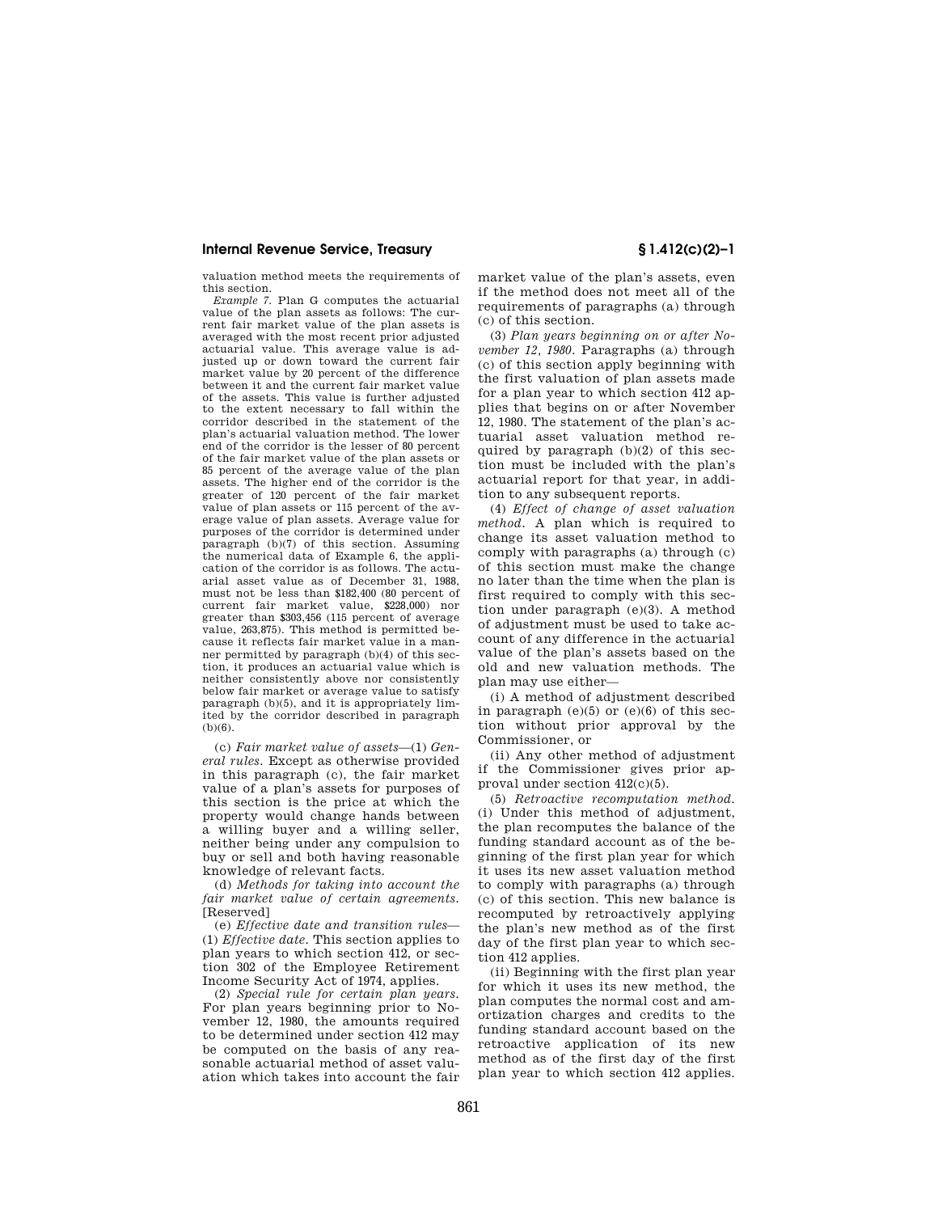valuation method meets the requirements of this section.

*Example 7.* Plan G computes the actuarial value of the plan assets as follows: The current fair market value of the plan assets is averaged with the most recent prior adjusted actuarial value. This average value is adjusted up or down toward the current fair market value by 20 percent of the difference between it and the current fair market value of the assets. This value is further adjusted to the extent necessary to fall within the corridor described in the statement of the plan's actuarial valuation method. The lower end of the corridor is the lesser of 80 percent of the fair market value of the plan assets or 85 percent of the average value of the plan assets. The higher end of the corridor is the greater of 120 percent of the fair market value of plan assets or 115 percent of the average value of plan assets. Average value for purposes of the corridor is determined under paragraph (b)(7) of this section. Assuming the numerical data of Example 6, the application of the corridor is as follows. The actuarial asset value as of December 31, 1988, must not be less than $182,400 (80 percent of current fair market value, $228,000) nor greater than $303,456 (115 percent of average value, 263,875). This method is permitted because it reflects fair market value in a manner permitted by paragraph (b)(4) of this section, it produces an actuarial value which is neither consistently above nor consistently below fair market or average value to satisfy paragraph (b)(5), and it is appropriately limited by the corridor described in paragraph (b)(6).

(c) *Fair market value of assets*—(1) *General rules.* Except as otherwise provided in this paragraph (c), the fair market value of a plan's assets for purposes of this section is the price at which the property would change hands between a willing buyer and a willing seller, neither being under any compulsion to buy or sell and both having reasonable knowledge of relevant facts.

(d) *Methods for taking into account the fair market value of certain agreements.* [Reserved]

(e) *Effective date and transition rules*—(1) *Effective date.* This section applies to plan years to which section 412, or section 302 of the Employee Retirement Income Security Act of 1974, applies.

(2) *Special rule for certain plan years.* For plan years beginning prior to November 12, 1980, the amounts required to be determined under section 412 may be computed on the basis of any reasonable actuarial method of asset valuation which takes into account the fair market value of the plan's assets, even if the method does not meet all of the requirements of paragraphs (a) through (c) of this section.

(3) *Plan years beginning on or after November 12, 1980.* Paragraphs (a) through (c) of this section apply beginning with the first valuation of plan assets made for a plan year to which section 412 applies that begins on or after November 12, 1980. The statement of the plan's actuarial asset valuation method required by paragraph (b)(2) of this section must be included with the plan's actuarial report for that year, in addition to any subsequent reports.

(4) *Effect of change of asset valuation method.* A plan which is required to change its asset valuation method to comply with paragraphs (a) through (c) of this section must make the change no later than the time when the plan is first required to comply with this section under paragraph (e)(3). A method of adjustment must be used to take account of any difference in the actuarial value of the plan's assets based on the old and new valuation methods. The plan may use either—

(i) A method of adjustment described in paragraph (e)(5) or (e)(6) of this section without prior approval by the Commissioner, or

(ii) Any other method of adjustment if the Commissioner gives prior approval under section 412(c)(5).

(5) *Retroactive recomputation method.* (i) Under this method of adjustment, the plan recomputes the balance of the funding standard account as of the beginning of the first plan year for which it uses its new asset valuation method to comply with paragraphs (a) through (c) of this section. This new balance is recomputed by retroactively applying the plan's new method as of the first day of the first plan year to which section 412 applies.

(ii) Beginning with the first plan year for which it uses its new method, the plan computes the normal cost and amortization charges and credits to the funding standard account based on the retroactive application of its new method as of the first day of the first plan year to which section 412 applies.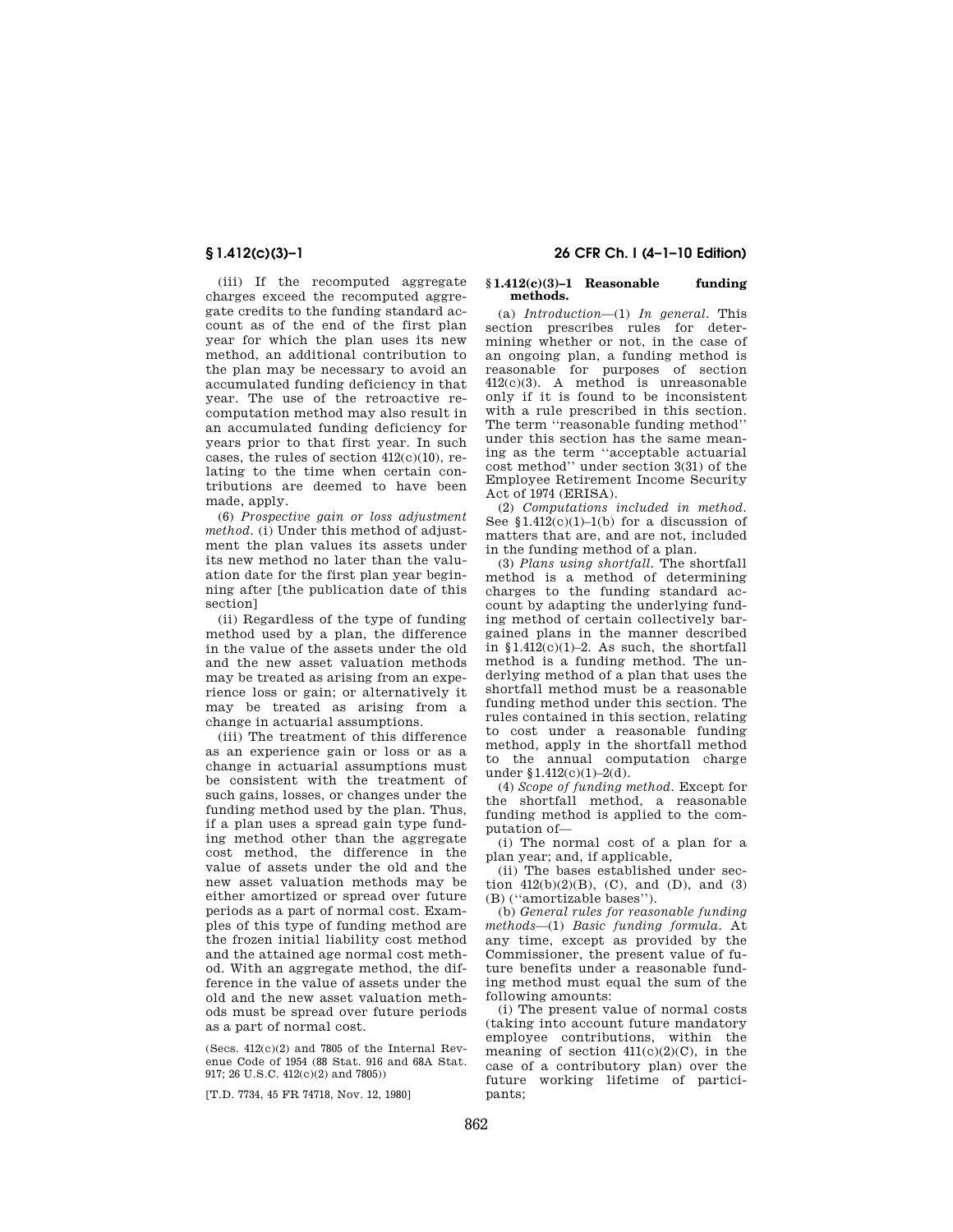(iii) If the recomputed aggregate charges exceed the recomputed aggregate credits to the funding standard account as of the end of the first plan year for which the plan uses its new method, an additional contribution to the plan may be necessary to avoid an accumulated funding deficiency in that year. The use of the retroactive recomputation method may also result in an accumulated funding deficiency for years prior to that first year. In such cases, the rules of section 412(c)(10), relating to the time when certain contributions are deemed to have been made, apply.

(6) *Prospective gain or loss adjustment method.* (i) Under this method of adjustment the plan values its assets under its new method no later than the valuation date for the first plan year beginning after [the publication date of this section]

(ii) Regardless of the type of funding method used by a plan, the difference in the value of the assets under the old and the new asset valuation methods may be treated as arising from an experience loss or gain; or alternatively it may be treated as arising from a change in actuarial assumptions.

(iii) The treatment of this difference as an experience gain or loss or as a change in actuarial assumptions must be consistent with the treatment of such gains, losses, or changes under the funding method used by the plan. Thus, if a plan uses a spread gain type funding method other than the aggregate cost method, the difference in the value of assets under the old and the new asset valuation methods may be either amortized or spread over future periods as a part of normal cost. Examples of this type of funding method are the frozen initial liability cost method and the attained age normal cost method. With an aggregate method, the difference in the value of assets under the old and the new asset valuation methods must be spread over future periods as a part of normal cost.

(Secs. 412(c)(2) and 7805 of the Internal Revenue Code of 1954 (88 Stat. 916 and 68A Stat. 917; 26 U.S.C. 412(c)(2) and 7805))

[T.D. 7734, 45 FR 74718, Nov. 12, 1980]

### § 1.412(c)(3)–1 Reasonable funding methods.

(a) *Introduction*—(1) *In general.* This section prescribes rules for determining whether or not, in the case of an ongoing plan, a funding method is reasonable for purposes of section 412(c)(3). A method is unreasonable only if it is found to be inconsistent with a rule prescribed in this section. The term ''reasonable funding method'' under this section has the same meaning as the term ''acceptable actuarial cost method'' under section 3(31) of the Employee Retirement Income Security Act of 1974 (ERISA).

(2) *Computations included in method.* See §1.412(c)(1)–1(b) for a discussion of matters that are, and are not, included in the funding method of a plan.

(3) *Plans using shortfall.* The shortfall method is a method of determining charges to the funding standard account by adapting the underlying funding method of certain collectively bargained plans in the manner described in §1.412(c)(1)–2. As such, the shortfall method is a funding method. The underlying method of a plan that uses the shortfall method must be a reasonable funding method under this section. The rules contained in this section, relating to cost under a reasonable funding method, apply in the shortfall method to the annual computation charge under §1.412(c)(1)–2(d).

(4) *Scope of funding method.* Except for the shortfall method, a reasonable funding method is applied to the computation of—

(i) The normal cost of a plan for a plan year; and, if applicable,

(ii) The bases established under section 412(b)(2)(B), (C), and (D), and (3)(B) (''amortizable bases'').

(b) *General rules for reasonable funding methods*—(1) *Basic funding formula.* At any time, except as provided by the Commissioner, the present value of future benefits under a reasonable funding method must equal the sum of the following amounts:

(i) The present value of normal costs (taking into account future mandatory employee contributions, within the meaning of section 411(c)(2)(C), in the case of a contributory plan) over the future working lifetime of participants;